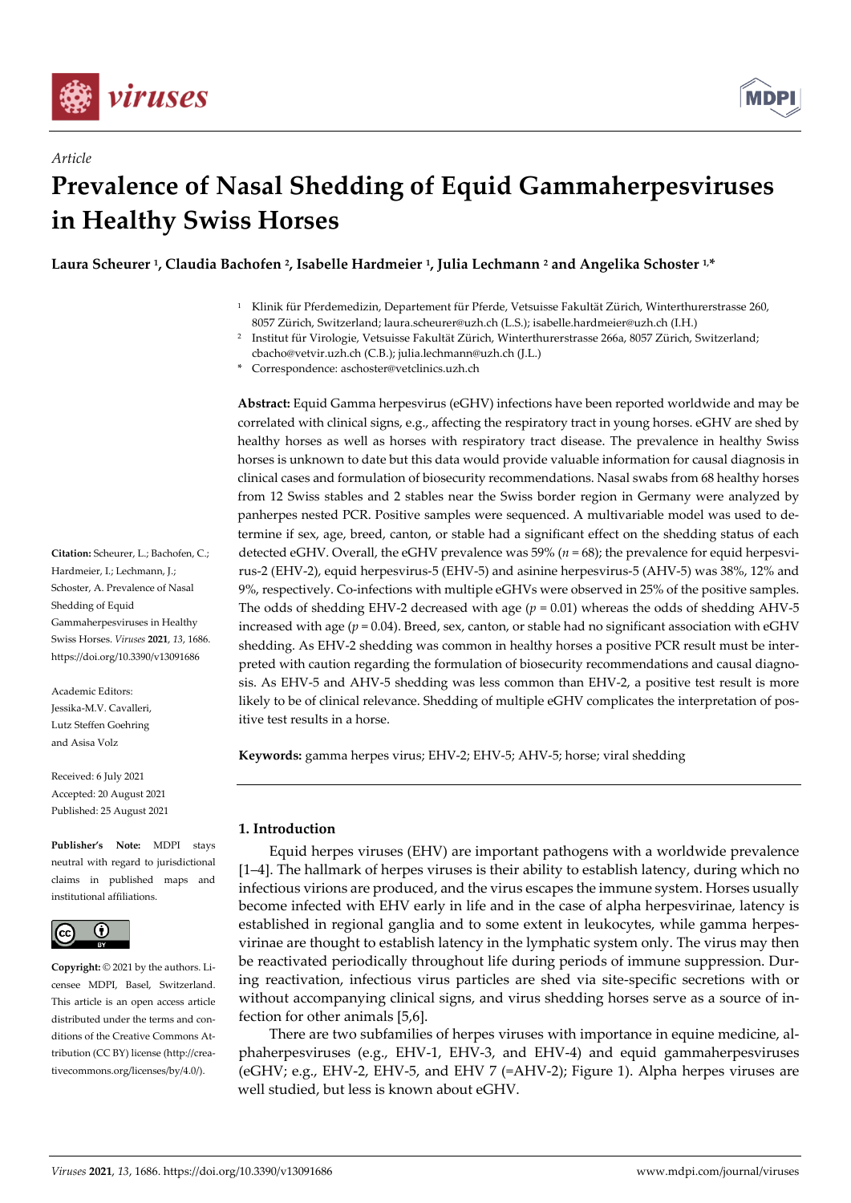*Article*

# Prevalence of Nasal Shedding of Equid Gammaherpesviruses in Healthy Swiss Horses

**Laura Scheurer [1], Claudia Bachofen [2], Isabelle Hardmeier [1], Julia Lechmann [2] and Angelika Schoster [1,*]**

[1] Klinik für Pferdemedizin, Departement für Pferde, Vetsuisse Fakultät Zürich, Winterthurerstrasse 260, 8057 Zürich, Switzerland; laura.scheurer@uzh.ch (L.S.); isabelle.hardmeier@uzh.ch (I.H.)

[2] Institut für Virologie, Vetsuisse Fakultät Zürich, Winterthurerstrasse 266a, 8057 Zürich, Switzerland; cbacho@vetvir.uzh.ch (C.B.); julia.lechmann@uzh.ch (J.L.)

\* Correspondence: aschoster@vetclinics.uzh.ch

**Citation:** Scheurer, L.; Bachofen, C.; Hardmeier, I.; Lechmann, J.; Schoster, A. Prevalence of Nasal Shedding of Equid Gammaherpesviruses in Healthy Swiss Horses. *Viruses* **2021**, *13*, 1686. https://doi.org/10.3390/v13091686

Academic Editors: Jessika-M.V. Cavalleri, Lutz Steffen Goehring and Asisa Volz

Received: 6 July 2021
Accepted: 20 August 2021
Published: 25 August 2021

**Publisher's Note:** MDPI stays neutral with regard to jurisdictional claims in published maps and institutional affiliations.

**Copyright:** © 2021 by the authors. Licensee MDPI, Basel, Switzerland. This article is an open access article distributed under the terms and conditions of the Creative Commons Attribution (CC BY) license (http://creativecommons.org/licenses/by/4.0/).

**Abstract:** Equid Gamma herpesvirus (eGHV) infections have been reported worldwide and may be correlated with clinical signs, e.g., affecting the respiratory tract in young horses. eGHV are shed by healthy horses as well as horses with respiratory tract disease. The prevalence in healthy Swiss horses is unknown to date but this data would provide valuable information for causal diagnosis in clinical cases and formulation of biosecurity recommendations. Nasal swabs from 68 healthy horses from 12 Swiss stables and 2 stables near the Swiss border region in Germany were analyzed by panherpes nested PCR. Positive samples were sequenced. A multivariable model was used to determine if sex, age, breed, canton, or stable had a significant effect on the shedding status of each detected eGHV. Overall, the eGHV prevalence was 59% ($n = 68$); the prevalence for equid herpesvirus-2 (EHV-2), equid herpesvirus-5 (EHV-5) and asinine herpesvirus-5 (AHV-5) was 38%, 12% and 9%, respectively. Co-infections with multiple eGHVs were observed in 25% of the positive samples. The odds of shedding EHV-2 decreased with age ($p = 0.01$) whereas the odds of shedding AHV-5 increased with age ($p = 0.04$). Breed, sex, canton, or stable had no significant association with eGHV shedding. As EHV-2 shedding was common in healthy horses a positive PCR result must be interpreted with caution regarding the formulation of biosecurity recommendations and causal diagnosis. As EHV-5 and AHV-5 shedding was less common than EHV-2, a positive test result is more likely to be of clinical relevance. Shedding of multiple eGHV complicates the interpretation of positive test results in a horse.

**Keywords:** gamma herpes virus; EHV-2; EHV-5; AHV-5; horse; viral shedding

## 1. Introduction

Equid herpes viruses (EHV) are important pathogens with a worldwide prevalence [1–4]. The hallmark of herpes viruses is their ability to establish latency, during which no infectious virions are produced, and the virus escapes the immune system. Horses usually become infected with EHV early in life and in the case of alpha herpesvirinae, latency is established in regional ganglia and to some extent in leukocytes, while gamma herpesvirinae are thought to establish latency in the lymphatic system only. The virus may then be reactivated periodically throughout life during periods of immune suppression. During reactivation, infectious virus particles are shed via site-specific secretions with or without accompanying clinical signs, and virus shedding horses serve as a source of infection for other animals [5,6].

There are two subfamilies of herpes viruses with importance in equine medicine, alphaherpesviruses (e.g., EHV-1, EHV-3, and EHV-4) and equid gammaherpesviruses (eGHV; e.g., EHV-2, EHV-5, and EHV 7 (=AHV-2); Figure 1). Alpha herpes viruses are well studied, but less is known about eGHV.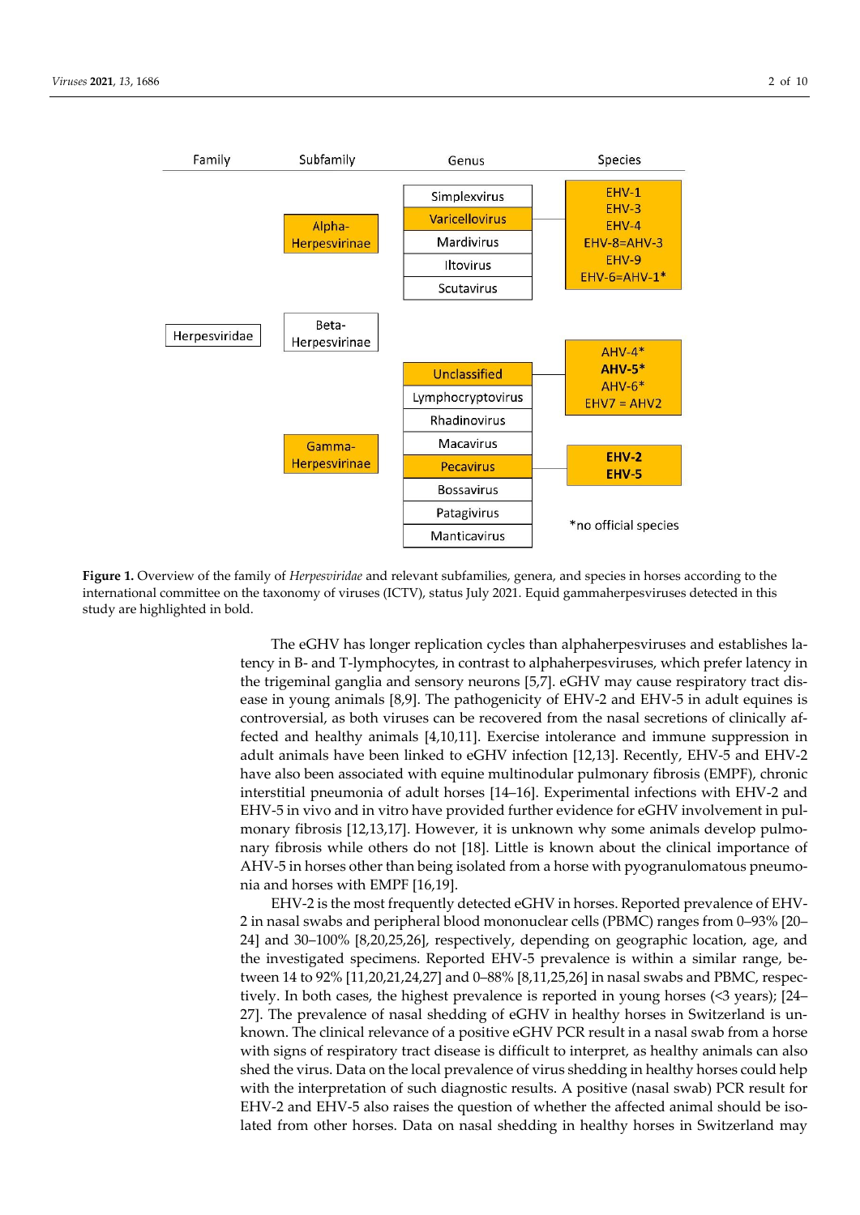| Family | Subfamily | Genus | Species |
|---|---|---|---|
| Herpesviridae | Alpha-Herpesvirinae | Simplexvirus | |
| | | Varicellovirus | EHV-1, EHV-3, EHV-4, EHV-8=AHV-3, EHV-9, EHV-6=AHV-1* |
| | | Mardivirus | |
| | | Iltovirus | |
| | | Scutavirus | |
| | Beta-Herpesvirinae | | |
| | Gamma-Herpesvirinae | Unclassified | AHV-4*, **AHV-5***, AHV-6*, EHV7 = AHV2 |
| | | Lymphocryptovirus | |
| | | Rhadinovirus | |
| | | Macavirus | |
| | | Pecavirus | **EHV-2**, **EHV-5** |
| | | Bossavirus | |
| | | Patagivirus | |
| | | Manticavirus | |

*no official species

**Figure 1.** Overview of the family of *Herpesviridae* and relevant subfamilies, genera, and species in horses according to the international committee on the taxonomy of viruses (ICTV), status July 2021. Equid gammaherpesviruses detected in this study are highlighted in bold.

The eGHV has longer replication cycles than alphaherpesviruses and establishes latency in B- and T-lymphocytes, in contrast to alphaherpesviruses, which prefer latency in the trigeminal ganglia and sensory neurons [5,7]. eGHV may cause respiratory tract disease in young animals [8,9]. The pathogenicity of EHV-2 and EHV-5 in adult equines is controversial, as both viruses can be recovered from the nasal secretions of clinically affected and healthy animals [4,10,11]. Exercise intolerance and immune suppression in adult animals have been linked to eGHV infection [12,13]. Recently, EHV-5 and EHV-2 have also been associated with equine multinodular pulmonary fibrosis (EMPF), chronic interstitial pneumonia of adult horses [14–16]. Experimental infections with EHV-2 and EHV-5 in vivo and in vitro have provided further evidence for eGHV involvement in pulmonary fibrosis [12,13,17]. However, it is unknown why some animals develop pulmonary fibrosis while others do not [18]. Little is known about the clinical importance of AHV-5 in horses other than being isolated from a horse with pyogranulomatous pneumonia and horses with EMPF [16,19].

EHV-2 is the most frequently detected eGHV in horses. Reported prevalence of EHV-2 in nasal swabs and peripheral blood mononuclear cells (PBMC) ranges from 0–93% [20–24] and 30–100% [8,20,25,26], respectively, depending on geographic location, age, and the investigated specimens. Reported EHV-5 prevalence is within a similar range, between 14 to 92% [11,20,21,24,27] and 0–88% [8,11,25,26] in nasal swabs and PBMC, respectively. In both cases, the highest prevalence is reported in young horses (<3 years); [24–27]. The prevalence of nasal shedding of eGHV in healthy horses in Switzerland is unknown. The clinical relevance of a positive eGHV PCR result in a nasal swab from a horse with signs of respiratory tract disease is difficult to interpret, as healthy animals can also shed the virus. Data on the local prevalence of virus shedding in healthy horses could help with the interpretation of such diagnostic results. A positive (nasal swab) PCR result for EHV-2 and EHV-5 also raises the question of whether the affected animal should be isolated from other horses. Data on nasal shedding in healthy horses in Switzerland may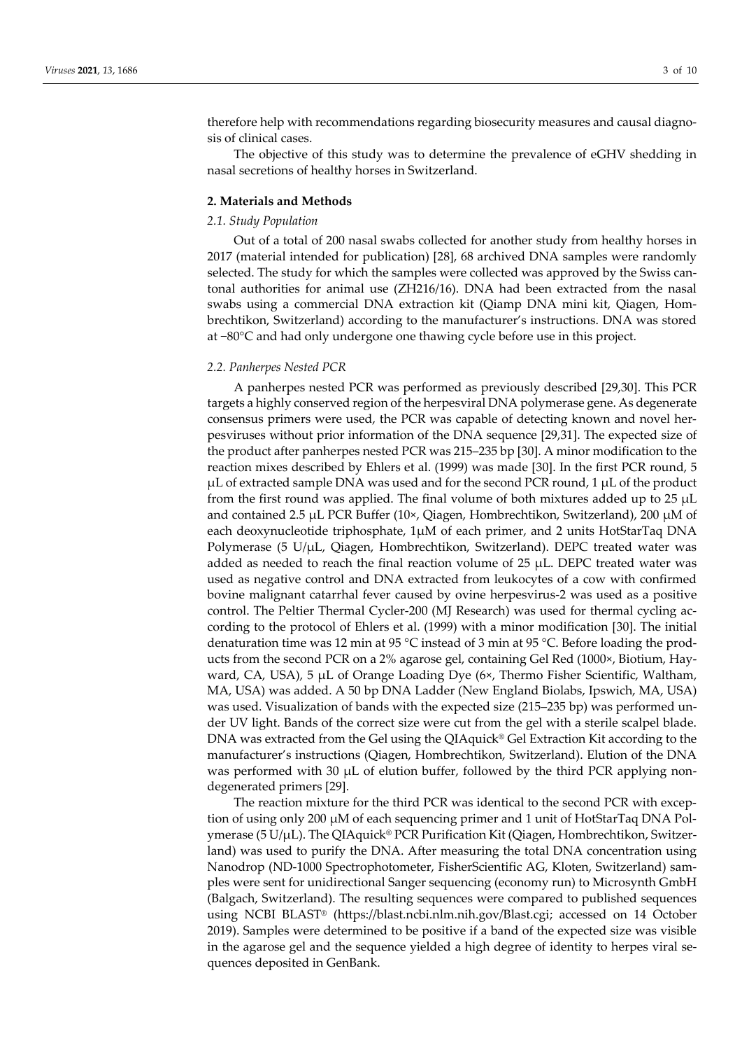therefore help with recommendations regarding biosecurity measures and causal diagnosis of clinical cases.

The objective of this study was to determine the prevalence of eGHV shedding in nasal secretions of healthy horses in Switzerland.

## 2. Materials and Methods

### 2.1. Study Population

Out of a total of 200 nasal swabs collected for another study from healthy horses in 2017 (material intended for publication) [28], 68 archived DNA samples were randomly selected. The study for which the samples were collected was approved by the Swiss cantonal authorities for animal use (ZH216/16). DNA had been extracted from the nasal swabs using a commercial DNA extraction kit (Qiamp DNA mini kit, Qiagen, Hombrechtikon, Switzerland) according to the manufacturer's instructions. DNA was stored at −80°C and had only undergone one thawing cycle before use in this project.

### 2.2. Panherpes Nested PCR

A panherpes nested PCR was performed as previously described [29,30]. This PCR targets a highly conserved region of the herpesviral DNA polymerase gene. As degenerate consensus primers were used, the PCR was capable of detecting known and novel herpesviruses without prior information of the DNA sequence [29,31]. The expected size of the product after panherpes nested PCR was 215–235 bp [30]. A minor modification to the reaction mixes described by Ehlers et al. (1999) was made [30]. In the first PCR round, 5 μL of extracted sample DNA was used and for the second PCR round, 1 μL of the product from the first round was applied. The final volume of both mixtures added up to 25 μL and contained 2.5 μL PCR Buffer (10×, Qiagen, Hombrechtikon, Switzerland), 200 μM of each deoxynucleotide triphosphate, 1μM of each primer, and 2 units HotStarTaq DNA Polymerase (5 U/μL, Qiagen, Hombrechtikon, Switzerland). DEPC treated water was added as needed to reach the final reaction volume of 25 μL. DEPC treated water was used as negative control and DNA extracted from leukocytes of a cow with confirmed bovine malignant catarrhal fever caused by ovine herpesvirus-2 was used as a positive control. The Peltier Thermal Cycler-200 (MJ Research) was used for thermal cycling according to the protocol of Ehlers et al. (1999) with a minor modification [30]. The initial denaturation time was 12 min at 95 °C instead of 3 min at 95 °C. Before loading the products from the second PCR on a 2% agarose gel, containing Gel Red (1000×, Biotium, Hayward, CA, USA), 5 μL of Orange Loading Dye (6×, Thermo Fisher Scientific, Waltham, MA, USA) was added. A 50 bp DNA Ladder (New England Biolabs, Ipswich, MA, USA) was used. Visualization of bands with the expected size (215–235 bp) was performed under UV light. Bands of the correct size were cut from the gel with a sterile scalpel blade. DNA was extracted from the Gel using the QIAquick® Gel Extraction Kit according to the manufacturer's instructions (Qiagen, Hombrechtikon, Switzerland). Elution of the DNA was performed with 30 μL of elution buffer, followed by the third PCR applying non-degenerated primers [29].

The reaction mixture for the third PCR was identical to the second PCR with exception of using only 200 μM of each sequencing primer and 1 unit of HotStarTaq DNA Polymerase (5 U/μL). The QIAquick® PCR Purification Kit (Qiagen, Hombrechtikon, Switzerland) was used to purify the DNA. After measuring the total DNA concentration using Nanodrop (ND-1000 Spectrophotometer, FisherScientific AG, Kloten, Switzerland) samples were sent for unidirectional Sanger sequencing (economy run) to Microsynth GmbH (Balgach, Switzerland). The resulting sequences were compared to published sequences using NCBI BLAST® (https://blast.ncbi.nlm.nih.gov/Blast.cgi; accessed on 14 October 2019). Samples were determined to be positive if a band of the expected size was visible in the agarose gel and the sequence yielded a high degree of identity to herpes viral sequences deposited in GenBank.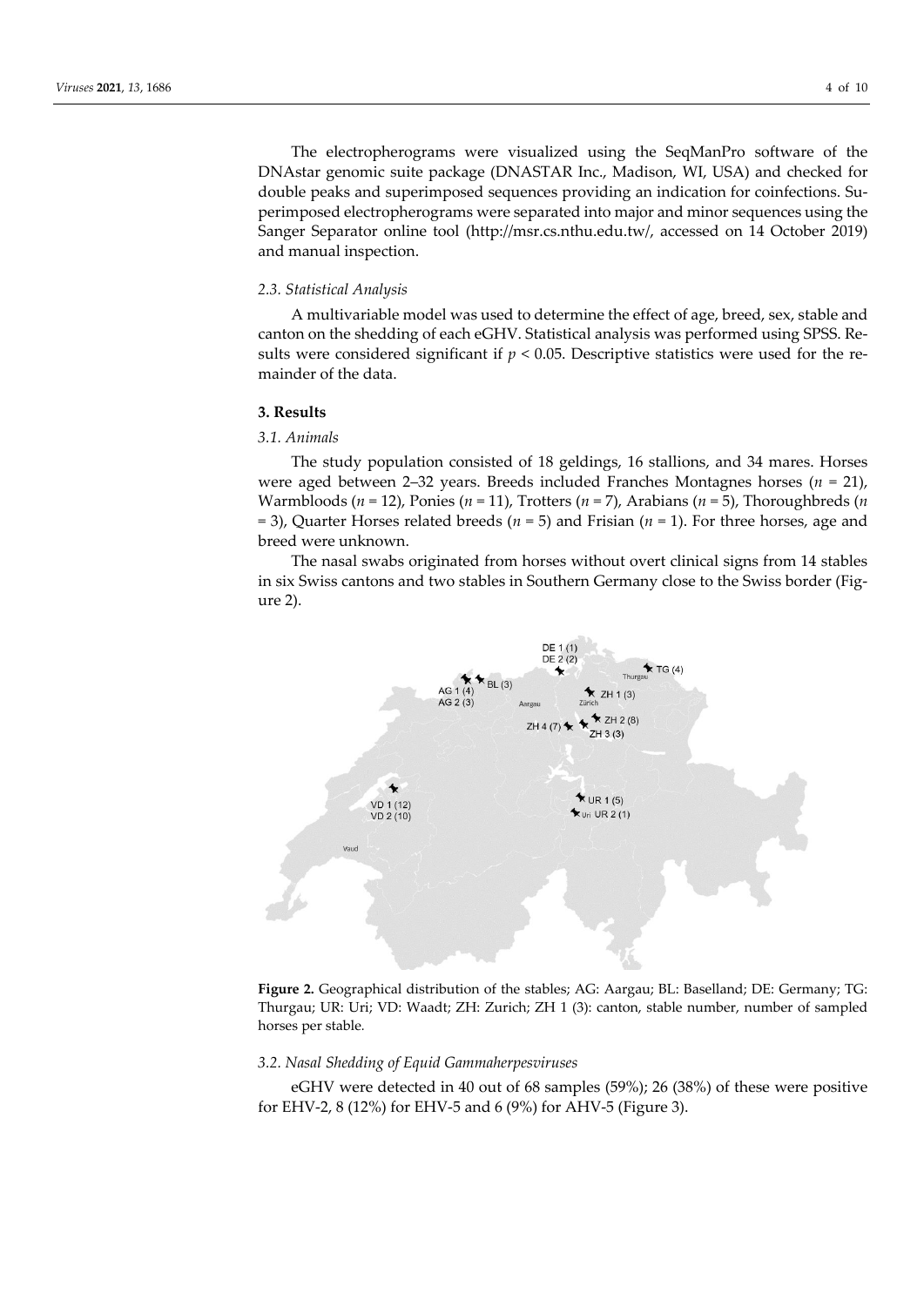The electropherograms were visualized using the SeqManPro software of the DNAstar genomic suite package (DNASTAR Inc., Madison, WI, USA) and checked for double peaks and superimposed sequences providing an indication for coinfections. Superimposed electropherograms were separated into major and minor sequences using the Sanger Separator online tool (http://msr.cs.nthu.edu.tw/, accessed on 14 October 2019) and manual inspection.

### 2.3. Statistical Analysis

A multivariable model was used to determine the effect of age, breed, sex, stable and canton on the shedding of each eGHV. Statistical analysis was performed using SPSS. Results were considered significant if $p < 0.05$. Descriptive statistics were used for the remainder of the data.

## 3. Results

### 3.1. Animals

The study population consisted of 18 geldings, 16 stallions, and 34 mares. Horses were aged between 2–32 years. Breeds included Franches Montagnes horses ($n$ = 21), Warmbloods ($n$ = 12), Ponies ($n$ = 11), Trotters ($n$ = 7), Arabians ($n$ = 5), Thoroughbreds ($n$ = 3), Quarter Horses related breeds ($n$ = 5) and Frisian ($n$ = 1). For three horses, age and breed were unknown.

The nasal swabs originated from horses without overt clinical signs from 14 stables in six Swiss cantons and two stables in Southern Germany close to the Swiss border (Figure 2).

**Figure 2.** Geographical distribution of the stables; AG: Aargau; BL: Baselland; DE: Germany; TG: Thurgau; UR: Uri; VD: Waadt; ZH: Zurich; ZH 1 (3): canton, stable number, number of sampled horses per stable.

### 3.2. Nasal Shedding of Equid Gammaherpesviruses

eGHV were detected in 40 out of 68 samples (59%); 26 (38%) of these were positive for EHV-2, 8 (12%) for EHV-5 and 6 (9%) for AHV-5 (Figure 3).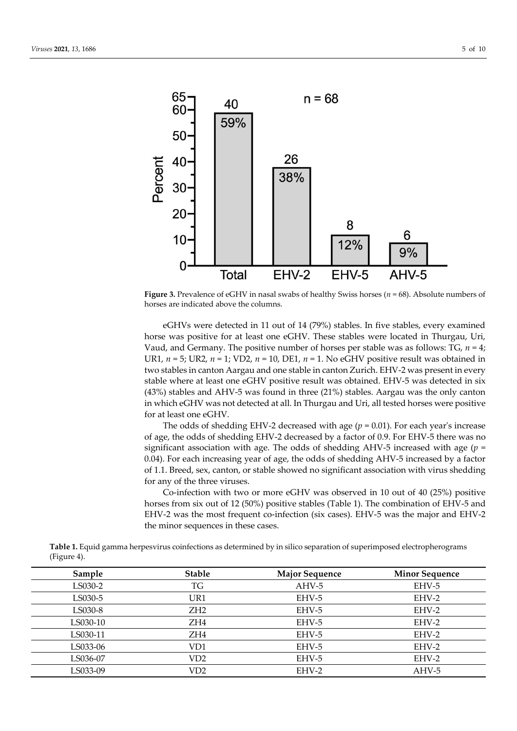**Figure 3.** Prevalence of eGHV in nasal swabs of healthy Swiss horses ($n$ = 68). Absolute numbers of horses are indicated above the columns.

eGHVs were detected in 11 out of 14 (79%) stables. In five stables, every examined horse was positive for at least one eGHV. These stables were located in Thurgau, Uri, Vaud, and Germany. The positive number of horses per stable was as follows: TG, $n$ = 4; UR1, $n$ = 5; UR2, $n$ = 1; VD2, $n$ = 10, DE1, $n$ = 1. No eGHV positive result was obtained in two stables in canton Aargau and one stable in canton Zurich. EHV-2 was present in every stable where at least one eGHV positive result was obtained. EHV-5 was detected in six (43%) stables and AHV-5 was found in three (21%) stables. Aargau was the only canton in which eGHV was not detected at all. In Thurgau and Uri, all tested horses were positive for at least one eGHV.

The odds of shedding EHV-2 decreased with age ($p$ = 0.01). For each year's increase of age, the odds of shedding EHV-2 decreased by a factor of 0.9. For EHV-5 there was no significant association with age. The odds of shedding AHV-5 increased with age ($p$ = 0.04). For each increasing year of age, the odds of shedding AHV-5 increased by a factor of 1.1. Breed, sex, canton, or stable showed no significant association with virus shedding for any of the three viruses.

Co-infection with two or more eGHV was observed in 10 out of 40 (25%) positive horses from six out of 12 (50%) positive stables (Table 1). The combination of EHV-5 and EHV-2 was the most frequent co-infection (six cases). EHV-5 was the major and EHV-2 the minor sequences in these cases.

**Table 1.** Equid gamma herpesvirus coinfections as determined by in silico separation of superimposed electropherograms (Figure 4).

| Sample | Stable | Major Sequence | Minor Sequence |
| --- | --- | --- | --- |
| LS030-2 | TG | AHV-5 | EHV-5 |
| LS030-5 | UR1 | EHV-5 | EHV-2 |
| LS030-8 | ZH2 | EHV-5 | EHV-2 |
| LS030-10 | ZH4 | EHV-5 | EHV-2 |
| LS030-11 | ZH4 | EHV-5 | EHV-2 |
| LS033-06 | VD1 | EHV-5 | EHV-2 |
| LS036-07 | VD2 | EHV-5 | EHV-2 |
| LS033-09 | VD2 | EHV-2 | AHV-5 |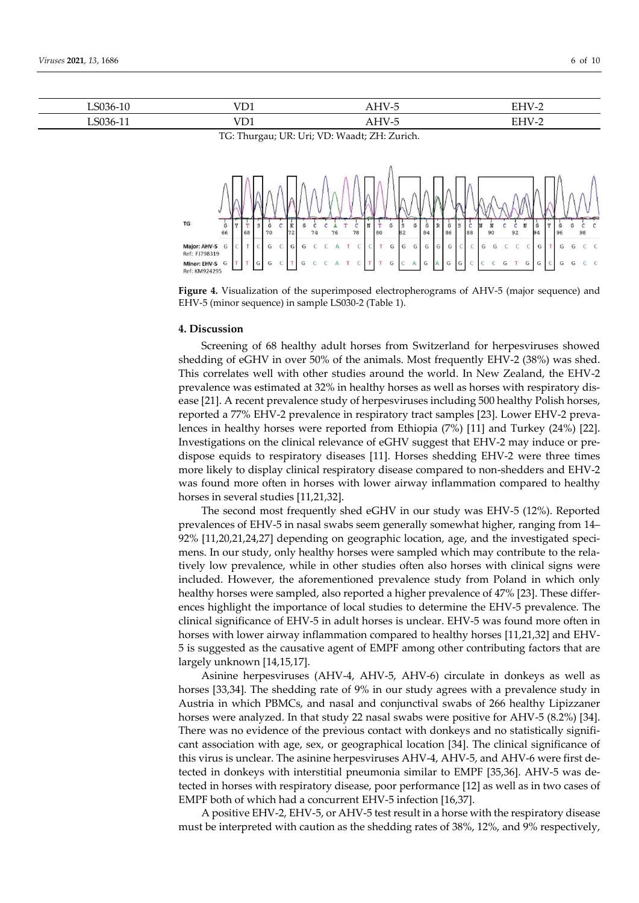| LS036-10 | VD1 | AHV-5 | EHV-2 |
|---|---|---|---|
| LS036-11 | VD1 | AHV-5 | EHV-2 |

TG: Thurgau; UR: Uri; VD: Waadt; ZH: Zurich.

**Figure 4.** Visualization of the superimposed electropherograms of AHV-5 (major sequence) and EHV-5 (minor sequence) in sample LS030-2 (Table 1).

## 4. Discussion

Screening of 68 healthy adult horses from Switzerland for herpesviruses showed shedding of eGHV in over 50% of the animals. Most frequently EHV-2 (38%) was shed. This correlates well with other studies around the world. In New Zealand, the EHV-2 prevalence was estimated at 32% in healthy horses as well as horses with respiratory disease [21]. A recent prevalence study of herpesviruses including 500 healthy Polish horses, reported a 77% EHV-2 prevalence in respiratory tract samples [23]. Lower EHV-2 prevalences in healthy horses were reported from Ethiopia (7%) [11] and Turkey (24%) [22]. Investigations on the clinical relevance of eGHV suggest that EHV-2 may induce or predispose equids to respiratory diseases [11]. Horses shedding EHV-2 were three times more likely to display clinical respiratory disease compared to non-shedders and EHV-2 was found more often in horses with lower airway inflammation compared to healthy horses in several studies [11,21,32].

The second most frequently shed eGHV in our study was EHV-5 (12%). Reported prevalences of EHV-5 in nasal swabs seem generally somewhat higher, ranging from 14–92% [11,20,21,24,27] depending on geographic location, age, and the investigated specimens. In our study, only healthy horses were sampled which may contribute to the relatively low prevalence, while in other studies often also horses with clinical signs were included. However, the aforementioned prevalence study from Poland in which only healthy horses were sampled, also reported a higher prevalence of 47% [23]. These differences highlight the importance of local studies to determine the EHV-5 prevalence. The clinical significance of EHV-5 in adult horses is unclear. EHV-5 was found more often in horses with lower airway inflammation compared to healthy horses [11,21,32] and EHV-5 is suggested as the causative agent of EMPF among other contributing factors that are largely unknown [14,15,17].

Asinine herpesviruses (AHV-4, AHV-5, AHV-6) circulate in donkeys as well as horses [33,34]. The shedding rate of 9% in our study agrees with a prevalence study in Austria in which PBMCs, and nasal and conjunctival swabs of 266 healthy Lipizzaner horses were analyzed. In that study 22 nasal swabs were positive for AHV-5 (8.2%) [34]. There was no evidence of the previous contact with donkeys and no statistically significant association with age, sex, or geographical location [34]. The clinical significance of this virus is unclear. The asinine herpesviruses AHV-4, AHV-5, and AHV-6 were first detected in donkeys with interstitial pneumonia similar to EMPF [35,36]. AHV-5 was detected in horses with respiratory disease, poor performance [12] as well as in two cases of EMPF both of which had a concurrent EHV-5 infection [16,37].

A positive EHV-2, EHV-5, or AHV-5 test result in a horse with the respiratory disease must be interpreted with caution as the shedding rates of 38%, 12%, and 9% respectively,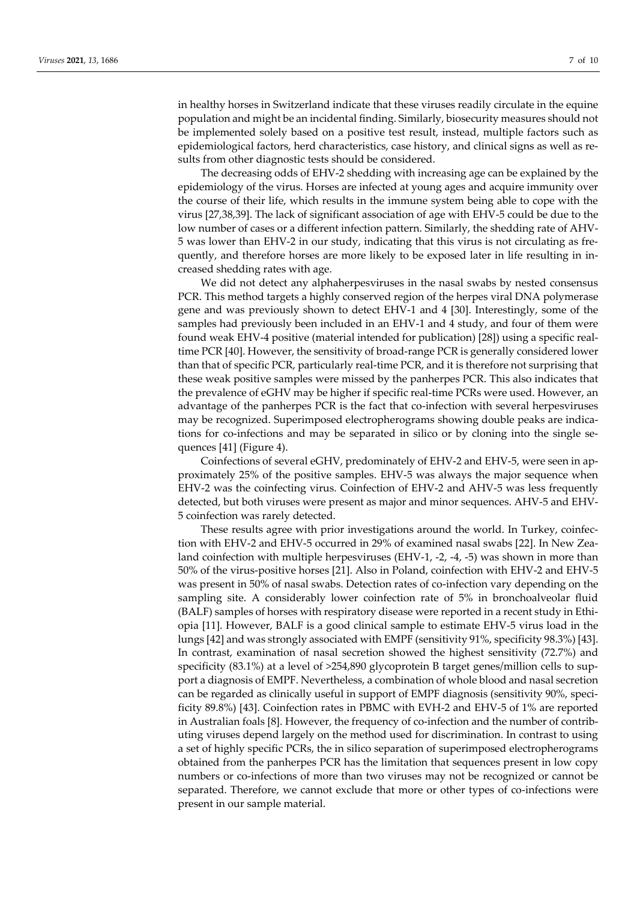in healthy horses in Switzerland indicate that these viruses readily circulate in the equine population and might be an incidental finding. Similarly, biosecurity measures should not be implemented solely based on a positive test result, instead, multiple factors such as epidemiological factors, herd characteristics, case history, and clinical signs as well as results from other diagnostic tests should be considered.

The decreasing odds of EHV-2 shedding with increasing age can be explained by the epidemiology of the virus. Horses are infected at young ages and acquire immunity over the course of their life, which results in the immune system being able to cope with the virus [27,38,39]. The lack of significant association of age with EHV-5 could be due to the low number of cases or a different infection pattern. Similarly, the shedding rate of AHV-5 was lower than EHV-2 in our study, indicating that this virus is not circulating as frequently, and therefore horses are more likely to be exposed later in life resulting in increased shedding rates with age.

We did not detect any alphaherpesviruses in the nasal swabs by nested consensus PCR. This method targets a highly conserved region of the herpes viral DNA polymerase gene and was previously shown to detect EHV-1 and 4 [30]. Interestingly, some of the samples had previously been included in an EHV-1 and 4 study, and four of them were found weak EHV-4 positive (material intended for publication) [28]) using a specific real-time PCR [40]. However, the sensitivity of broad-range PCR is generally considered lower than that of specific PCR, particularly real-time PCR, and it is therefore not surprising that these weak positive samples were missed by the panherpes PCR. This also indicates that the prevalence of eGHV may be higher if specific real-time PCRs were used. However, an advantage of the panherpes PCR is the fact that co-infection with several herpesviruses may be recognized. Superimposed electropherograms showing double peaks are indications for co-infections and may be separated in silico or by cloning into the single sequences [41] (Figure 4).

Coinfections of several eGHV, predominately of EHV-2 and EHV-5, were seen in approximately 25% of the positive samples. EHV-5 was always the major sequence when EHV-2 was the coinfecting virus. Coinfection of EHV-2 and AHV-5 was less frequently detected, but both viruses were present as major and minor sequences. AHV-5 and EHV-5 coinfection was rarely detected.

These results agree with prior investigations around the world. In Turkey, coinfection with EHV-2 and EHV-5 occurred in 29% of examined nasal swabs [22]. In New Zealand coinfection with multiple herpesviruses (EHV-1, -2, -4, -5) was shown in more than 50% of the virus-positive horses [21]. Also in Poland, coinfection with EHV-2 and EHV-5 was present in 50% of nasal swabs. Detection rates of co-infection vary depending on the sampling site. A considerably lower coinfection rate of 5% in bronchoalveolar fluid (BALF) samples of horses with respiratory disease were reported in a recent study in Ethiopia [11]. However, BALF is a good clinical sample to estimate EHV-5 virus load in the lungs [42] and was strongly associated with EMPF (sensitivity 91%, specificity 98.3%) [43]. In contrast, examination of nasal secretion showed the highest sensitivity (72.7%) and specificity (83.1%) at a level of >254,890 glycoprotein B target genes/million cells to support a diagnosis of EMPF. Nevertheless, a combination of whole blood and nasal secretion can be regarded as clinically useful in support of EMPF diagnosis (sensitivity 90%, specificity 89.8%) [43]. Coinfection rates in PBMC with EVH-2 and EHV-5 of 1% are reported in Australian foals [8]. However, the frequency of co-infection and the number of contributing viruses depend largely on the method used for discrimination. In contrast to using a set of highly specific PCRs, the in silico separation of superimposed electropherograms obtained from the panherpes PCR has the limitation that sequences present in low copy numbers or co-infections of more than two viruses may not be recognized or cannot be separated. Therefore, we cannot exclude that more or other types of co-infections were present in our sample material.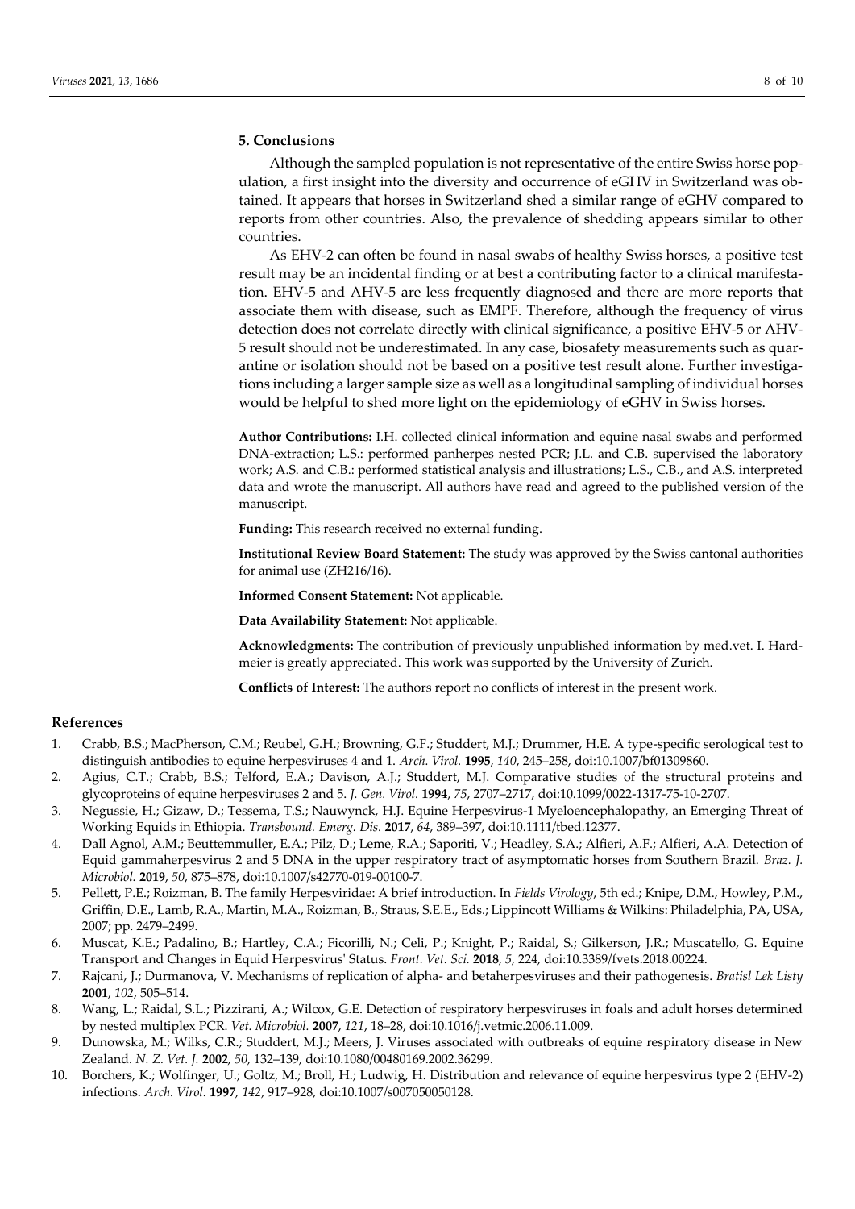## 5. Conclusions

Although the sampled population is not representative of the entire Swiss horse population, a first insight into the diversity and occurrence of eGHV in Switzerland was obtained. It appears that horses in Switzerland shed a similar range of eGHV compared to reports from other countries. Also, the prevalence of shedding appears similar to other countries.

As EHV-2 can often be found in nasal swabs of healthy Swiss horses, a positive test result may be an incidental finding or at best a contributing factor to a clinical manifestation. EHV-5 and AHV-5 are less frequently diagnosed and there are more reports that associate them with disease, such as EMPF. Therefore, although the frequency of virus detection does not correlate directly with clinical significance, a positive EHV-5 or AHV-5 result should not be underestimated. In any case, biosafety measurements such as quarantine or isolation should not be based on a positive test result alone. Further investigations including a larger sample size as well as a longitudinal sampling of individual horses would be helpful to shed more light on the epidemiology of eGHV in Swiss horses.

**Author Contributions:** I.H. collected clinical information and equine nasal swabs and performed DNA-extraction; L.S.: performed panherpes nested PCR; J.L. and C.B. supervised the laboratory work; A.S. and C.B.: performed statistical analysis and illustrations; L.S., C.B., and A.S. interpreted data and wrote the manuscript. All authors have read and agreed to the published version of the manuscript.

**Funding:** This research received no external funding.

**Institutional Review Board Statement:** The study was approved by the Swiss cantonal authorities for animal use (ZH216/16).

**Informed Consent Statement:** Not applicable.

**Data Availability Statement:** Not applicable.

**Acknowledgments:** The contribution of previously unpublished information by med.vet. I. Hardmeier is greatly appreciated. This work was supported by the University of Zurich.

**Conflicts of Interest:** The authors report no conflicts of interest in the present work.

## References

1. Crabb, B.S.; MacPherson, C.M.; Reubel, G.H.; Browning, G.F.; Studdert, M.J.; Drummer, H.E. A type-specific serological test to distinguish antibodies to equine herpesviruses 4 and 1. *Arch. Virol.* **1995**, *140*, 245–258, doi:10.1007/bf01309860.
2. Agius, C.T.; Crabb, B.S.; Telford, E.A.; Davison, A.J.; Studdert, M.J. Comparative studies of the structural proteins and glycoproteins of equine herpesviruses 2 and 5. *J. Gen. Virol.* **1994**, *75*, 2707–2717, doi:10.1099/0022-1317-75-10-2707.
3. Negussie, H.; Gizaw, D.; Tessema, T.S.; Nauwynck, H.J. Equine Herpesvirus-1 Myeloencephalopathy, an Emerging Threat of Working Equids in Ethiopia. *Transbound. Emerg. Dis.* **2017**, *64*, 389–397, doi:10.1111/tbed.12377.
4. Dall Agnol, A.M.; Beuttemmuller, E.A.; Pilz, D.; Leme, R.A.; Saporiti, V.; Headley, S.A.; Alfieri, A.F.; Alfieri, A.A. Detection of Equid gammaherpesvirus 2 and 5 DNA in the upper respiratory tract of asymptomatic horses from Southern Brazil. *Braz. J. Microbiol.* **2019**, *50*, 875–878, doi:10.1007/s42770-019-00100-7.
5. Pellett, P.E.; Roizman, B. The family Herpesviridae: A brief introduction. In *Fields Virology*, 5th ed.; Knipe, D.M., Howley, P.M., Griffin, D.E., Lamb, R.A., Martin, M.A., Roizman, B., Straus, S.E.E., Eds.; Lippincott Williams & Wilkins: Philadelphia, PA, USA, 2007; pp. 2479–2499.
6. Muscat, K.E.; Padalino, B.; Hartley, C.A.; Ficorilli, N.; Celi, P.; Knight, P.; Raidal, S.; Gilkerson, J.R.; Muscatello, G. Equine Transport and Changes in Equid Herpesvirus' Status. *Front. Vet. Sci.* **2018**, *5*, 224, doi:10.3389/fvets.2018.00224.
7. Rajcani, J.; Durmanova, V. Mechanisms of replication of alpha- and betaherpesviruses and their pathogenesis. *Bratisl Lek Listy* **2001**, *102*, 505–514.
8. Wang, L.; Raidal, S.L.; Pizzirani, A.; Wilcox, G.E. Detection of respiratory herpesviruses in foals and adult horses determined by nested multiplex PCR. *Vet. Microbiol.* **2007**, *121*, 18–28, doi:10.1016/j.vetmic.2006.11.009.
9. Dunowska, M.; Wilks, C.R.; Studdert, M.J.; Meers, J. Viruses associated with outbreaks of equine respiratory disease in New Zealand. *N. Z. Vet. J.* **2002**, *50*, 132–139, doi:10.1080/00480169.2002.36299.
10. Borchers, K.; Wolfinger, U.; Goltz, M.; Broll, H.; Ludwig, H. Distribution and relevance of equine herpesvirus type 2 (EHV-2) infections. *Arch. Virol.* **1997**, *142*, 917–928, doi:10.1007/s007050050128.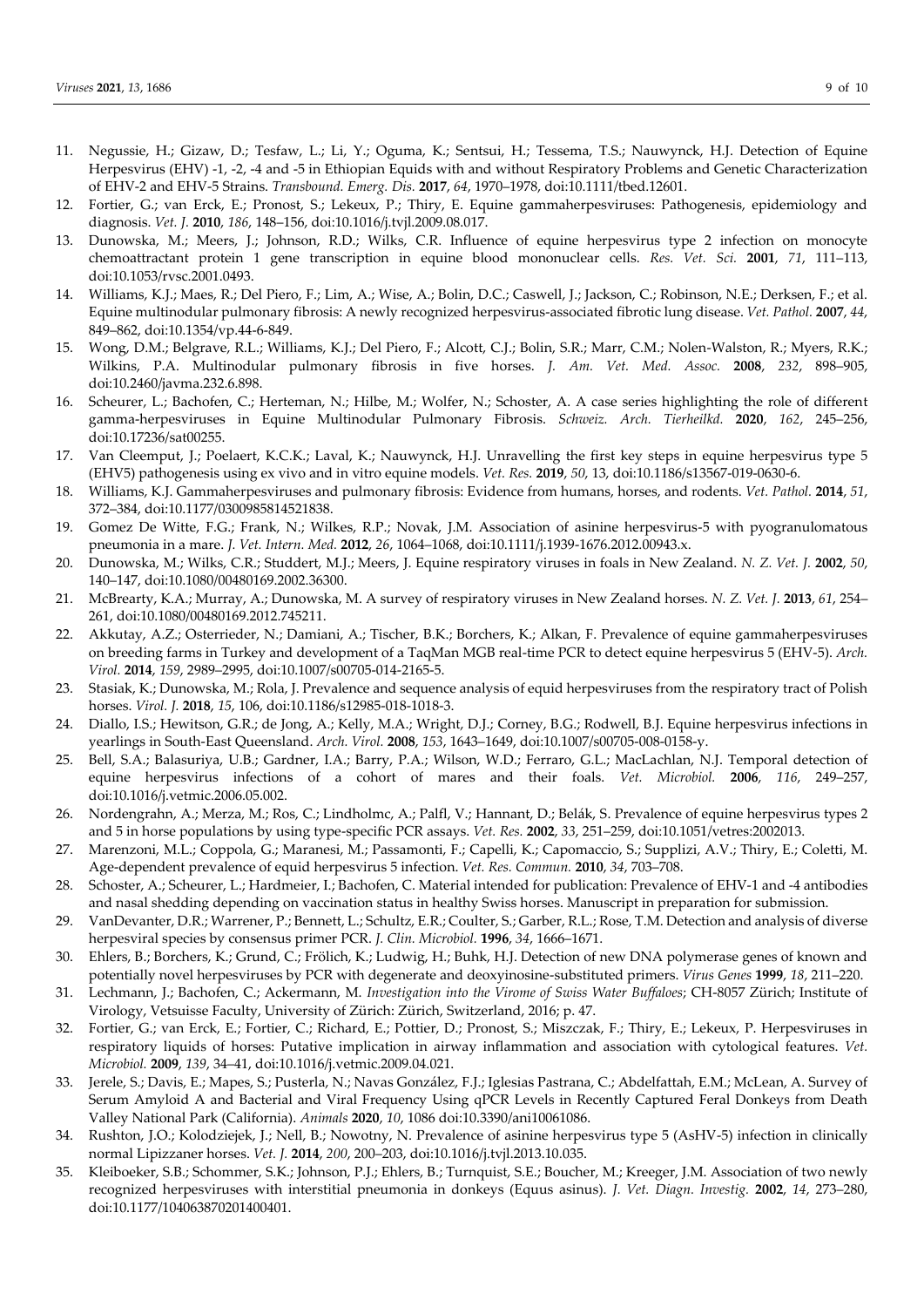11. Negussie, H.; Gizaw, D.; Tesfaw, L.; Li, Y.; Oguma, K.; Sentsui, H.; Tessema, T.S.; Nauwynck, H.J. Detection of Equine Herpesvirus (EHV) -1, -2, -4 and -5 in Ethiopian Equids with and without Respiratory Problems and Genetic Characterization of EHV-2 and EHV-5 Strains. *Transbound. Emerg. Dis.* **2017**, *64*, 1970–1978, doi:10.1111/tbed.12601.
12. Fortier, G.; van Erck, E.; Pronost, S.; Lekeux, P.; Thiry, E. Equine gammaherpesviruses: Pathogenesis, epidemiology and diagnosis. *Vet. J.* **2010**, *186*, 148–156, doi:10.1016/j.tvjl.2009.08.017.
13. Dunowska, M.; Meers, J.; Johnson, R.D.; Wilks, C.R. Influence of equine herpesvirus type 2 infection on monocyte chemoattractant protein 1 gene transcription in equine blood mononuclear cells. *Res. Vet. Sci.* **2001**, *71*, 111–113, doi:10.1053/rvsc.2001.0493.
14. Williams, K.J.; Maes, R.; Del Piero, F.; Lim, A.; Wise, A.; Bolin, D.C.; Caswell, J.; Jackson, C.; Robinson, N.E.; Derksen, F.; et al. Equine multinodular pulmonary fibrosis: A newly recognized herpesvirus-associated fibrotic lung disease. *Vet. Pathol.* **2007**, *44*, 849–862, doi:10.1354/vp.44-6-849.
15. Wong, D.M.; Belgrave, R.L.; Williams, K.J.; Del Piero, F.; Alcott, C.J.; Bolin, S.R.; Marr, C.M.; Nolen-Walston, R.; Myers, R.K.; Wilkins, P.A. Multinodular pulmonary fibrosis in five horses. *J. Am. Vet. Med. Assoc.* **2008**, *232*, 898–905, doi:10.2460/javma.232.6.898.
16. Scheurer, L.; Bachofen, C.; Herteman, N.; Hilbe, M.; Wolfer, N.; Schoster, A. A case series highlighting the role of different gamma-herpesviruses in Equine Multinodular Pulmonary Fibrosis. *Schweiz. Arch. Tierheilkd.* **2020**, *162*, 245–256, doi:10.17236/sat00255.
17. Van Cleemput, J.; Poelaert, K.C.K.; Laval, K.; Nauwynck, H.J. Unravelling the first key steps in equine herpesvirus type 5 (EHV5) pathogenesis using ex vivo and in vitro equine models. *Vet. Res.* **2019**, *50*, 13, doi:10.1186/s13567-019-0630-6.
18. Williams, K.J. Gammaherpesviruses and pulmonary fibrosis: Evidence from humans, horses, and rodents. *Vet. Pathol.* **2014**, *51*, 372–384, doi:10.1177/0300985814521838.
19. Gomez De Witte, F.G.; Frank, N.; Wilkes, R.P.; Novak, J.M. Association of asinine herpesvirus-5 with pyogranulomatous pneumonia in a mare. *J. Vet. Intern. Med.* **2012**, *26*, 1064–1068, doi:10.1111/j.1939-1676.2012.00943.x.
20. Dunowska, M.; Wilks, C.R.; Studdert, M.J.; Meers, J. Equine respiratory viruses in foals in New Zealand. *N. Z. Vet. J.* **2002**, *50*, 140–147, doi:10.1080/00480169.2002.36300.
21. McBrearty, K.A.; Murray, A.; Dunowska, M. A survey of respiratory viruses in New Zealand horses. *N. Z. Vet. J.* **2013**, *61*, 254–261, doi:10.1080/00480169.2012.745211.
22. Akkutay, A.Z.; Osterrieder, N.; Damiani, A.; Tischer, B.K.; Borchers, K.; Alkan, F. Prevalence of equine gammaherpesviruses on breeding farms in Turkey and development of a TaqMan MGB real-time PCR to detect equine herpesvirus 5 (EHV-5). *Arch. Virol.* **2014**, *159*, 2989–2995, doi:10.1007/s00705-014-2165-5.
23. Stasiak, K.; Dunowska, M.; Rola, J. Prevalence and sequence analysis of equid herpesviruses from the respiratory tract of Polish horses. *Virol. J.* **2018**, *15*, 106, doi:10.1186/s12985-018-1018-3.
24. Diallo, I.S.; Hewitson, G.R.; de Jong, A.; Kelly, M.A.; Wright, D.J.; Corney, B.G.; Rodwell, B.J. Equine herpesvirus infections in yearlings in South-East Queensland. *Arch. Virol.* **2008**, *153*, 1643–1649, doi:10.1007/s00705-008-0158-y.
25. Bell, S.A.; Balasuriya, U.B.; Gardner, I.A.; Barry, P.A.; Wilson, W.D.; Ferraro, G.L.; MacLachlan, N.J. Temporal detection of equine herpesvirus infections of a cohort of mares and their foals. *Vet. Microbiol.* **2006**, *116*, 249–257, doi:10.1016/j.vetmic.2006.05.002.
26. Nordengrahn, A.; Merza, M.; Ros, C.; Lindholmc, A.; Palfl, V.; Hannant, D.; Belák, S. Prevalence of equine herpesvirus types 2 and 5 in horse populations by using type-specific PCR assays. *Vet. Res.* **2002**, *33*, 251–259, doi:10.1051/vetres:2002013.
27. Marenzoni, M.L.; Coppola, G.; Maranesi, M.; Passamonti, F.; Capelli, K.; Capomaccio, S.; Supplizi, A.V.; Thiry, E.; Coletti, M. Age-dependent prevalence of equid herpesvirus 5 infection. *Vet. Res. Commun.* **2010**, *34*, 703–708.
28. Schoster, A.; Scheurer, L.; Hardmeier, I.; Bachofen, C. Material intended for publication: Prevalence of EHV-1 and -4 antibodies and nasal shedding depending on vaccination status in healthy Swiss horses. Manuscript in preparation for submission.
29. VanDevanter, D.R.; Warrener, P.; Bennett, L.; Schultz, E.R.; Coulter, S.; Garber, R.L.; Rose, T.M. Detection and analysis of diverse herpesviral species by consensus primer PCR. *J. Clin. Microbiol.* **1996**, *34*, 1666–1671.
30. Ehlers, B.; Borchers, K.; Grund, C.; Frölich, K.; Ludwig, H.; Buhk, H.J. Detection of new DNA polymerase genes of known and potentially novel herpesviruses by PCR with degenerate and deoxyinosine-substituted primers. *Virus Genes* **1999**, *18*, 211–220.
31. Lechmann, J.; Bachofen, C.; Ackermann, M. *Investigation into the Virome of Swiss Water Buffaloes*; CH-8057 Zürich; Institute of Virology, Vetsuisse Faculty, University of Zürich: Zürich, Switzerland, 2016; p. 47.
32. Fortier, G.; van Erck, E.; Fortier, C.; Richard, E.; Pottier, D.; Pronost, S.; Miszczak, F.; Thiry, E.; Lekeux, P. Herpesviruses in respiratory liquids of horses: Putative implication in airway inflammation and association with cytological features. *Vet. Microbiol.* **2009**, *139*, 34–41, doi:10.1016/j.vetmic.2009.04.021.
33. Jerele, S.; Davis, E.; Mapes, S.; Pusterla, N.; Navas González, F.J.; Iglesias Pastrana, C.; Abdelfattah, E.M.; McLean, A. Survey of Serum Amyloid A and Bacterial and Viral Frequency Using qPCR Levels in Recently Captured Feral Donkeys from Death Valley National Park (California). *Animals* **2020**, *10*, 1086 doi:10.3390/ani10061086.
34. Rushton, J.O.; Kolodziejek, J.; Nell, B.; Nowotny, N. Prevalence of asinine herpesvirus type 5 (AsHV-5) infection in clinically normal Lipizzaner horses. *Vet. J.* **2014**, *200*, 200–203, doi:10.1016/j.tvjl.2013.10.035.
35. Kleiboeker, S.B.; Schommer, S.K.; Johnson, P.J.; Ehlers, B.; Turnquist, S.E.; Boucher, M.; Kreeger, J.M. Association of two newly recognized herpesviruses with interstitial pneumonia in donkeys (Equus asinus). *J. Vet. Diagn. Investig.* **2002**, *14*, 273–280, doi:10.1177/104063870201400401.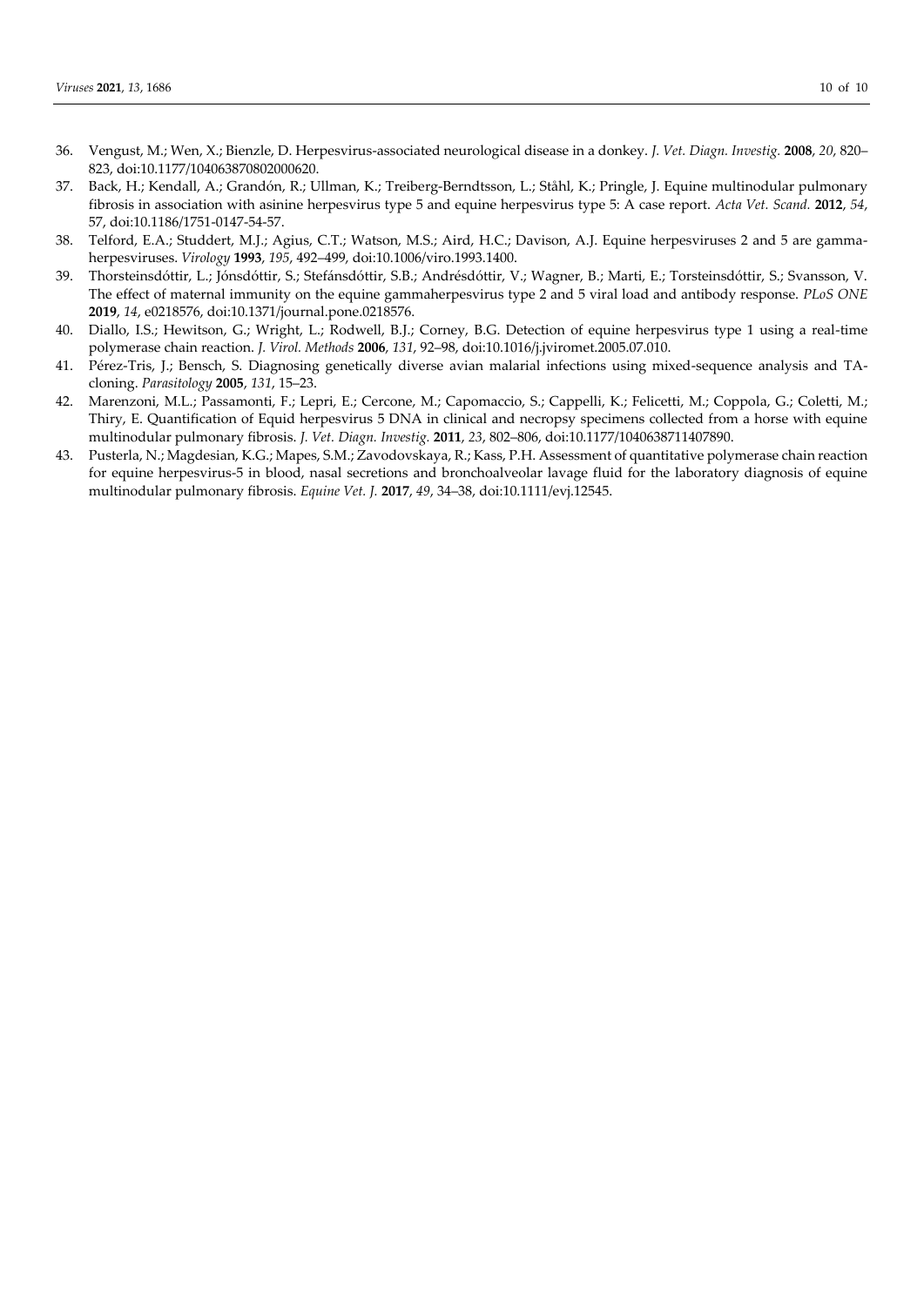36. Vengust, M.; Wen, X.; Bienzle, D. Herpesvirus-associated neurological disease in a donkey. *J. Vet. Diagn. Investig.* **2008**, *20*, 820–823, doi:10.1177/104063870802000620.
37. Back, H.; Kendall, A.; Grandón, R.; Ullman, K.; Treiberg-Berndtsson, L.; Ståhl, K.; Pringle, J. Equine multinodular pulmonary fibrosis in association with asinine herpesvirus type 5 and equine herpesvirus type 5: A case report. *Acta Vet. Scand.* **2012**, *54*, 57, doi:10.1186/1751-0147-54-57.
38. Telford, E.A.; Studdert, M.J.; Agius, C.T.; Watson, M.S.; Aird, H.C.; Davison, A.J. Equine herpesviruses 2 and 5 are gammaherpesviruses. *Virology* **1993**, *195*, 492–499, doi:10.1006/viro.1993.1400.
39. Thorsteinsdóttir, L.; Jónsdóttir, S.; Stefánsdóttir, S.B.; Andrésdóttir, V.; Wagner, B.; Marti, E.; Torsteinsdóttir, S.; Svansson, V. The effect of maternal immunity on the equine gammaherpesvirus type 2 and 5 viral load and antibody response. *PLoS ONE* **2019**, *14*, e0218576, doi:10.1371/journal.pone.0218576.
40. Diallo, I.S.; Hewitson, G.; Wright, L.; Rodwell, B.J.; Corney, B.G. Detection of equine herpesvirus type 1 using a real-time polymerase chain reaction. *J. Virol. Methods* **2006**, *131*, 92–98, doi:10.1016/j.jviromet.2005.07.010.
41. Pérez-Tris, J.; Bensch, S. Diagnosing genetically diverse avian malarial infections using mixed-sequence analysis and TA-cloning. *Parasitology* **2005**, *131*, 15–23.
42. Marenzoni, M.L.; Passamonti, F.; Lepri, E.; Cercone, M.; Capomaccio, S.; Cappelli, K.; Felicetti, M.; Coppola, G.; Coletti, M.; Thiry, E. Quantification of Equid herpesvirus 5 DNA in clinical and necropsy specimens collected from a horse with equine multinodular pulmonary fibrosis. *J. Vet. Diagn. Investig.* **2011**, *23*, 802–806, doi:10.1177/1040638711407890.
43. Pusterla, N.; Magdesian, K.G.; Mapes, S.M.; Zavodovskaya, R.; Kass, P.H. Assessment of quantitative polymerase chain reaction for equine herpesvirus-5 in blood, nasal secretions and bronchoalveolar lavage fluid for the laboratory diagnosis of equine multinodular pulmonary fibrosis. *Equine Vet. J.* **2017**, *49*, 34–38, doi:10.1111/evj.12545.